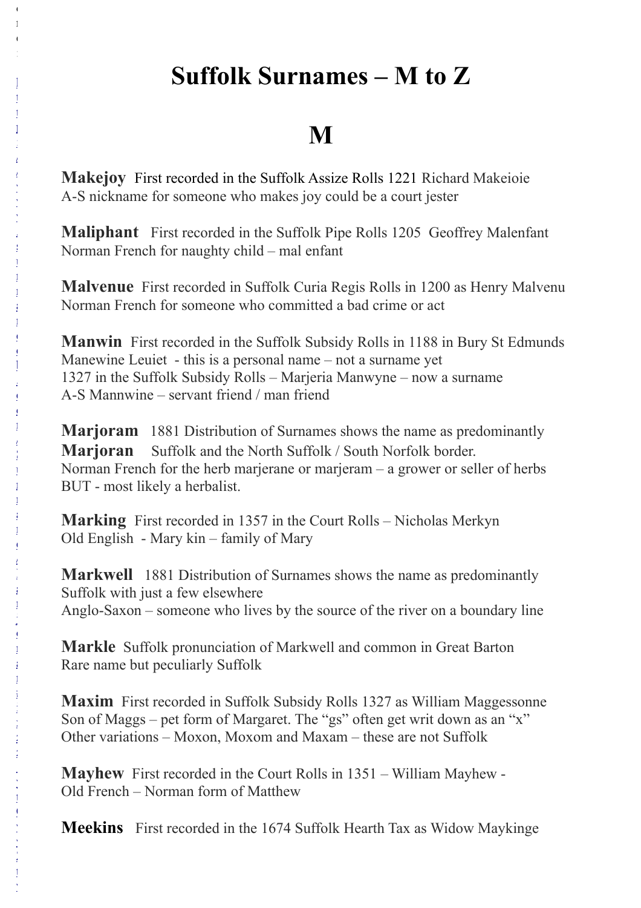# Suffolk Surnames – M to Z

## M

**Makejoy** First recorded in the Suffolk Assize Rolls 1221 Richard Makeioie
A-S nickname for someone who makes joy could be a court jester

**Maliphant** First recorded in the Suffolk Pipe Rolls 1205 Geoffrey Malenfant
Norman French for naughty child – mal enfant

**Malvenue** First recorded in Suffolk Curia Regis Rolls in 1200 as Henry Malvenu
Norman French for someone who committed a bad crime or act

**Manwin** First recorded in the Suffolk Subsidy Rolls in 1188 in Bury St Edmunds
Manewine Leuiet - this is a personal name – not a surname yet
1327 in the Suffolk Subsidy Rolls – Marjeria Manwyne – now a surname
A-S Mannwine – servant friend / man friend

**Marjoram** 1881 Distribution of Surnames shows the name as predominantly
**Marjoran** Suffolk and the North Suffolk / South Norfolk border.
Norman French for the herb marjerane or marjeram – a grower or seller of herbs
BUT - most likely a herbalist.

**Marking** First recorded in 1357 in the Court Rolls – Nicholas Merkyn
Old English - Mary kin – family of Mary

**Markwell** 1881 Distribution of Surnames shows the name as predominantly
Suffolk with just a few elsewhere
Anglo-Saxon – someone who lives by the source of the river on a boundary line

**Markle** Suffolk pronunciation of Markwell and common in Great Barton
Rare name but peculiarly Suffolk

**Maxim** First recorded in Suffolk Subsidy Rolls 1327 as William Maggessonne
Son of Maggs – pet form of Margaret. The "gs" often get writ down as an "x"
Other variations – Moxon, Moxom and Maxam – these are not Suffolk

**Mayhew** First recorded in the Court Rolls in 1351 – William Mayhew -
Old French – Norman form of Matthew

**Meekins** First recorded in the 1674 Suffolk Hearth Tax as Widow Maykinge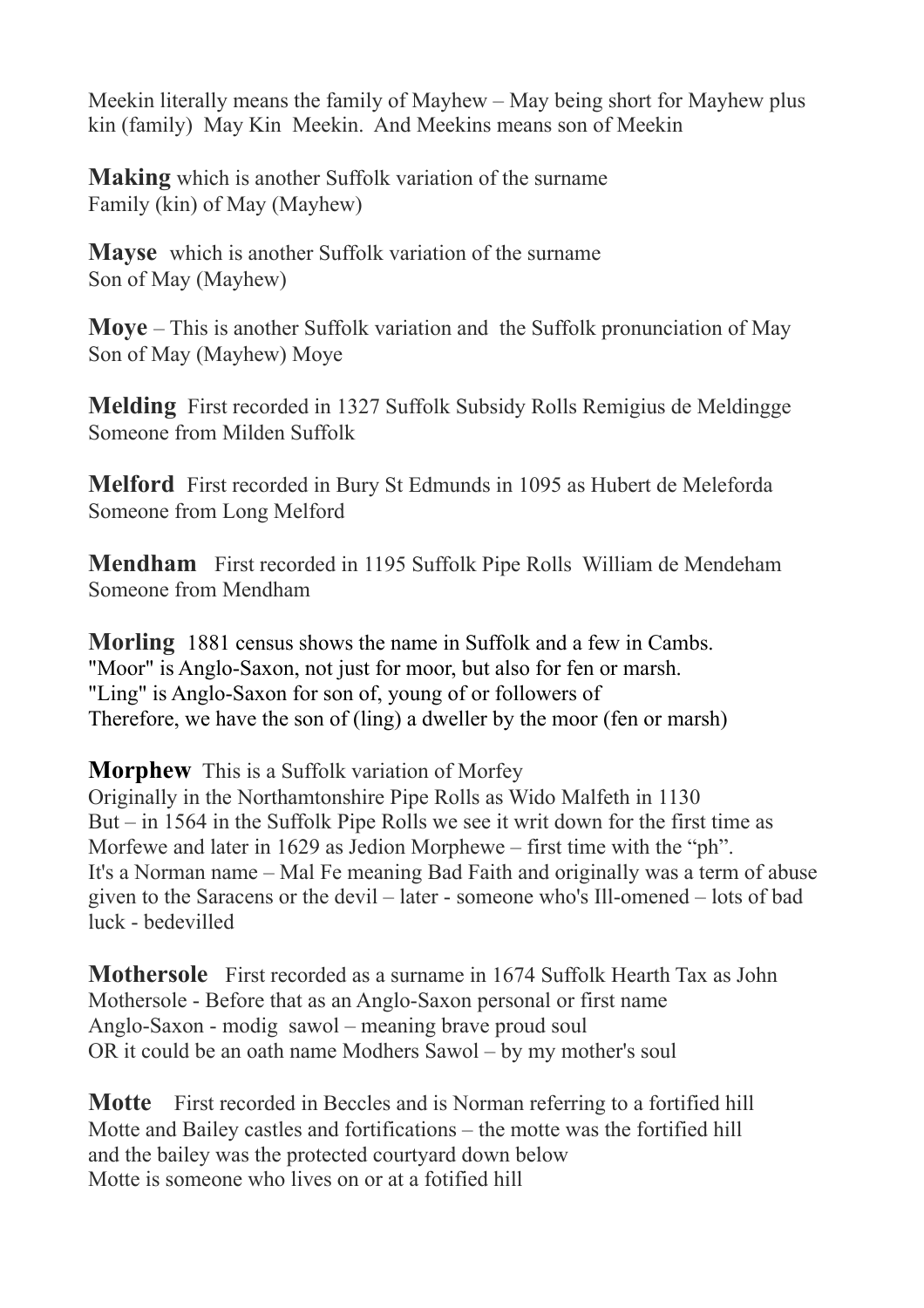Meekin literally means the family of Mayhew – May being short for Mayhew plus kin (family) May Kin Meekin. And Meekins means son of Meekin

**Making** which is another Suffolk variation of the surname
Family (kin) of May (Mayhew)

**Mayse** which is another Suffolk variation of the surname
Son of May (Mayhew)

**Moye** – This is another Suffolk variation and the Suffolk pronunciation of May
Son of May (Mayhew) Moye

**Melding** First recorded in 1327 Suffolk Subsidy Rolls Remigius de Meldingge
Someone from Milden Suffolk

**Melford** First recorded in Bury St Edmunds in 1095 as Hubert de Meleforda
Someone from Long Melford

**Mendham** First recorded in 1195 Suffolk Pipe Rolls William de Mendeham
Someone from Mendham

**Morling** 1881 census shows the name in Suffolk and a few in Cambs.
"Moor" is Anglo-Saxon, not just for moor, but also for fen or marsh.
"Ling" is Anglo-Saxon for son of, young of or followers of
Therefore, we have the son of (ling) a dweller by the moor (fen or marsh)

**Morphew** This is a Suffolk variation of Morfey
Originally in the Northamtonshire Pipe Rolls as Wido Malfeth in 1130
But – in 1564 in the Suffolk Pipe Rolls we see it writ down for the first time as Morfewe and later in 1629 as Jedion Morphewe – first time with the "ph".
It's a Norman name – Mal Fe meaning Bad Faith and originally was a term of abuse given to the Saracens or the devil – later - someone who's Ill-omened – lots of bad luck - bedevilled

**Mothersole** First recorded as a surname in 1674 Suffolk Hearth Tax as John Mothersole - Before that as an Anglo-Saxon personal or first name
Anglo-Saxon - modig sawol – meaning brave proud soul
OR it could be an oath name Modhers Sawol – by my mother's soul

**Motte** First recorded in Beccles and is Norman referring to a fortified hill
Motte and Bailey castles and fortifications – the motte was the fortified hill and the bailey was the protected courtyard down below
Motte is someone who lives on or at a fotified hill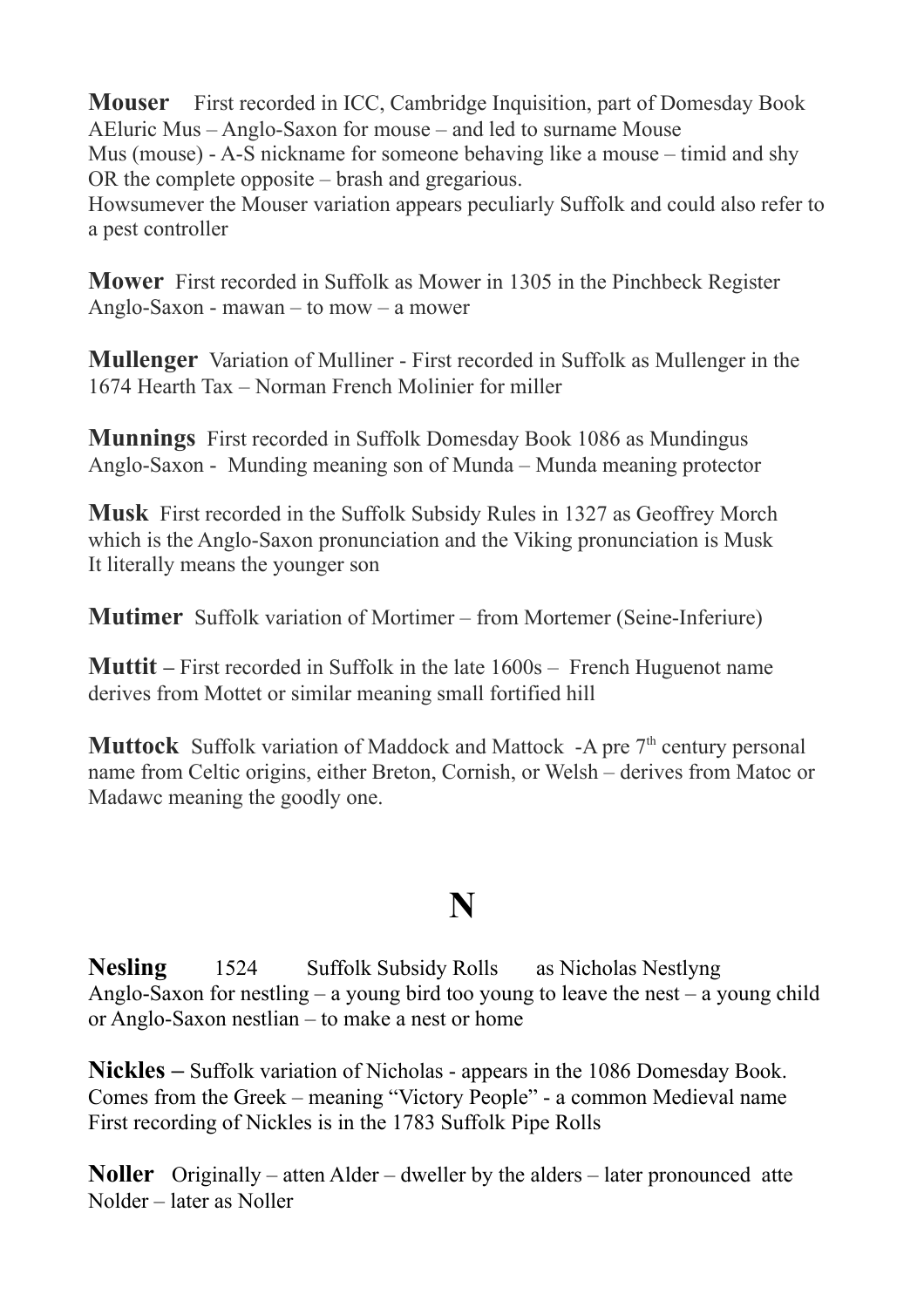**Mouser** First recorded in ICC, Cambridge Inquisition, part of Domesday Book
AEluric Mus – Anglo-Saxon for mouse – and led to surname Mouse
Mus (mouse) - A-S nickname for someone behaving like a mouse – timid and shy OR the complete opposite – brash and gregarious.
Howsumever the Mouser variation appears peculiarly Suffolk and could also refer to a pest controller

**Mower** First recorded in Suffolk as Mower in 1305 in the Pinchbeck Register
Anglo-Saxon - mawan – to mow – a mower

**Mullenger** Variation of Mulliner - First recorded in Suffolk as Mullenger in the 1674 Hearth Tax – Norman French Molinier for miller

**Munnings** First recorded in Suffolk Domesday Book 1086 as Mundingus
Anglo-Saxon - Munding meaning son of Munda – Munda meaning protector

**Musk** First recorded in the Suffolk Subsidy Rules in 1327 as Geoffrey Morch which is the Anglo-Saxon pronunciation and the Viking pronunciation is Musk
It literally means the younger son

**Mutimer** Suffolk variation of Mortimer – from Mortemer (Seine-Inferiure)

**Muttit –** First recorded in Suffolk in the late 1600s – French Huguenot name derives from Mottet or similar meaning small fortified hill

**Muttock** Suffolk variation of Maddock and Mattock -A pre 7th century personal name from Celtic origins, either Breton, Cornish, or Welsh – derives from Matoc or Madawc meaning the goodly one.

# N

**Nesling** 1524 Suffolk Subsidy Rolls as Nicholas Nestlyng
Anglo-Saxon for nestling – a young bird too young to leave the nest – a young child or Anglo-Saxon nestlian – to make a nest or home

**Nickles –** Suffolk variation of Nicholas - appears in the 1086 Domesday Book. Comes from the Greek – meaning "Victory People" - a common Medieval name
First recording of Nickles is in the 1783 Suffolk Pipe Rolls

**Noller** Originally – atten Alder – dweller by the alders – later pronounced atte Nolder – later as Noller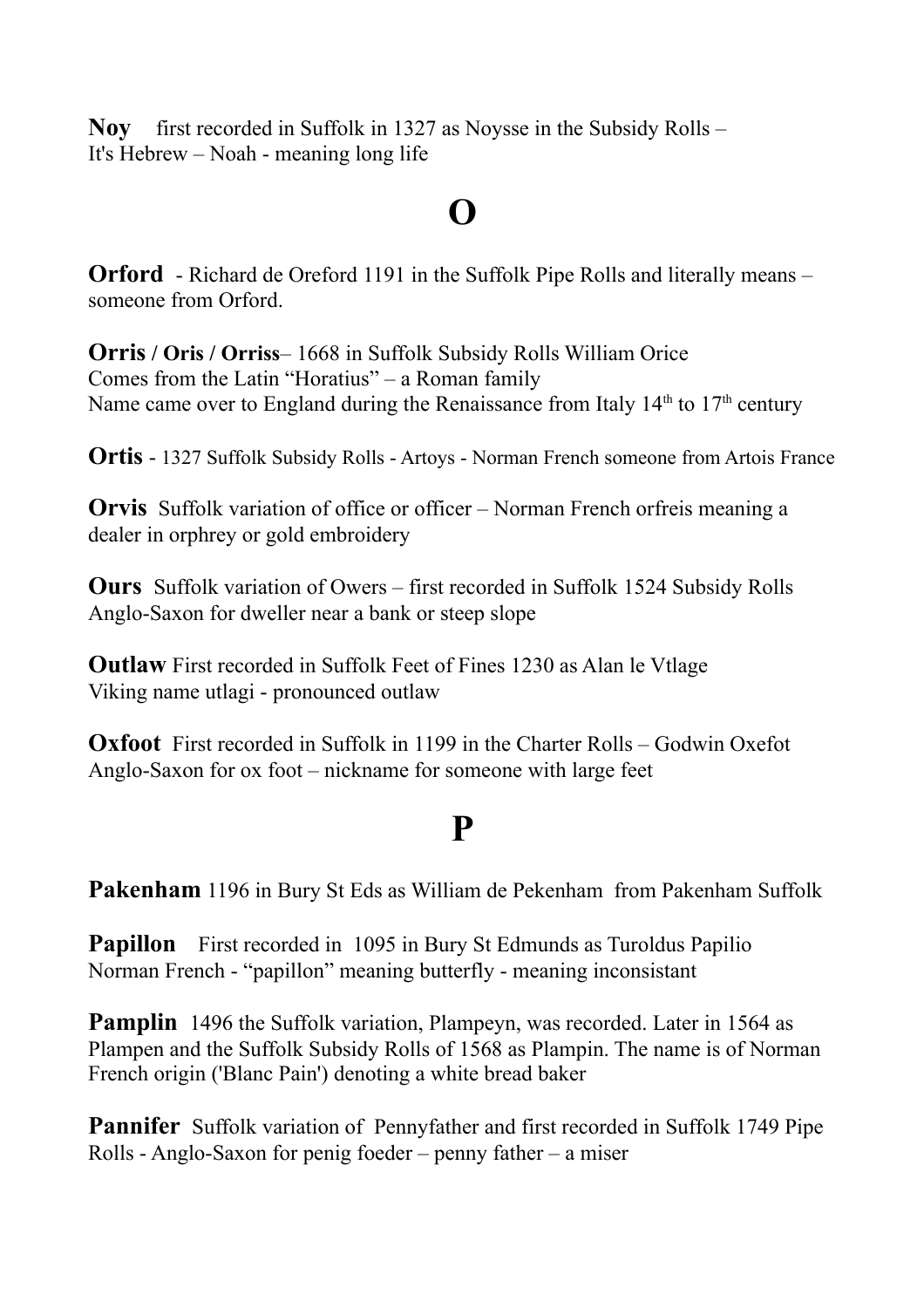**Noy** first recorded in Suffolk in 1327 as Noysse in the Subsidy Rolls –
It's Hebrew – Noah - meaning long life

# O

**Orford** - Richard de Oreford 1191 in the Suffolk Pipe Rolls and literally means – someone from Orford.

**Orris / Oris / Orriss**– 1668 in Suffolk Subsidy Rolls William Orice
Comes from the Latin "Horatius" – a Roman family
Name came over to England during the Renaissance from Italy 14th to 17th century

**Ortis** - 1327 Suffolk Subsidy Rolls - Artoys - Norman French someone from Artois France

**Orvis** Suffolk variation of office or officer – Norman French orfreis meaning a dealer in orphrey or gold embroidery

**Ours** Suffolk variation of Owers – first recorded in Suffolk 1524 Subsidy Rolls
Anglo-Saxon for dweller near a bank or steep slope

**Outlaw** First recorded in Suffolk Feet of Fines 1230 as Alan le Vtlage
Viking name utlagi - pronounced outlaw

**Oxfoot** First recorded in Suffolk in 1199 in the Charter Rolls – Godwin Oxefot
Anglo-Saxon for ox foot – nickname for someone with large feet

# P

**Pakenham** 1196 in Bury St Eds as William de Pekenham from Pakenham Suffolk

**Papillon** First recorded in 1095 in Bury St Edmunds as Turoldus Papilio
Norman French - "papillon" meaning butterfly - meaning inconsistant

**Pamplin** 1496 the Suffolk variation, Plampeyn, was recorded. Later in 1564 as Plampen and the Suffolk Subsidy Rolls of 1568 as Plampin. The name is of Norman French origin ('Blanc Pain') denoting a white bread baker

**Pannifer** Suffolk variation of Pennyfather and first recorded in Suffolk 1749 Pipe Rolls - Anglo-Saxon for penig foeder – penny father – a miser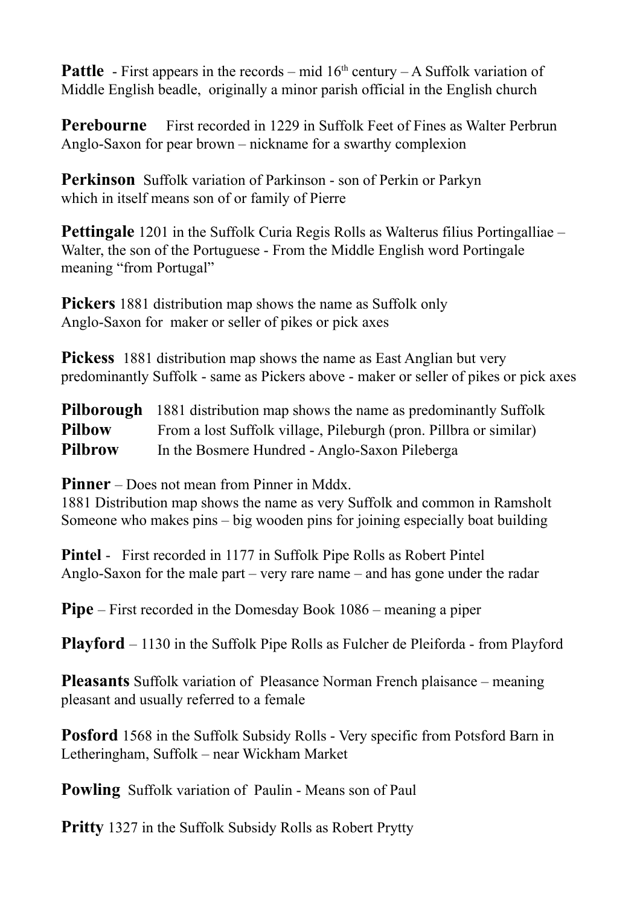**Pattle** - First appears in the records – mid 16th century – A Suffolk variation of Middle English beadle, originally a minor parish official in the English church

**Perebourne** First recorded in 1229 in Suffolk Feet of Fines as Walter Perbrun Anglo-Saxon for pear brown – nickname for a swarthy complexion

**Perkinson** Suffolk variation of Parkinson - son of Perkin or Parkyn which in itself means son of or family of Pierre

**Pettingale** 1201 in the Suffolk Curia Regis Rolls as Walterus filius Portingalliae – Walter, the son of the Portuguese - From the Middle English word Portingale meaning "from Portugal"

**Pickers** 1881 distribution map shows the name as Suffolk only Anglo-Saxon for maker or seller of pikes or pick axes

**Pickess** 1881 distribution map shows the name as East Anglian but very predominantly Suffolk - same as Pickers above - maker or seller of pikes or pick axes

**Pilborough** 1881 distribution map shows the name as predominantly Suffolk
**Pilbow** From a lost Suffolk village, Pileburgh (pron. Pillbra or similar)
**Pilbrow** In the Bosmere Hundred - Anglo-Saxon Pileberga

**Pinner** – Does not mean from Pinner in Mddx.
1881 Distribution map shows the name as very Suffolk and common in Ramsholt Someone who makes pins – big wooden pins for joining especially boat building

**Pintel** - First recorded in 1177 in Suffolk Pipe Rolls as Robert Pintel Anglo-Saxon for the male part – very rare name – and has gone under the radar

**Pipe** – First recorded in the Domesday Book 1086 – meaning a piper

**Playford** – 1130 in the Suffolk Pipe Rolls as Fulcher de Pleiforda - from Playford

**Pleasants** Suffolk variation of Pleasance Norman French plaisance – meaning pleasant and usually referred to a female

**Posford** 1568 in the Suffolk Subsidy Rolls - Very specific from Potsford Barn in Letheringham, Suffolk – near Wickham Market

**Powling** Suffolk variation of Paulin - Means son of Paul

**Pritty** 1327 in the Suffolk Subsidy Rolls as Robert Prytty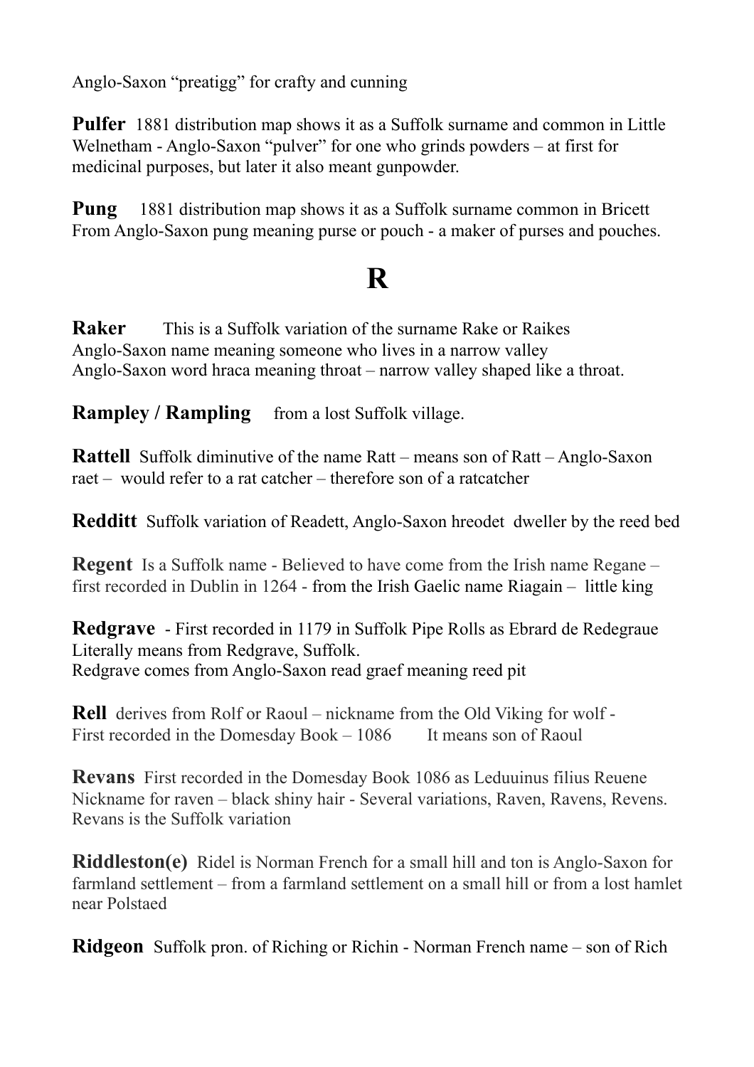Anglo-Saxon “preatigg” for crafty and cunning

**Pulfer** 1881 distribution map shows it as a Suffolk surname and common in Little Welnetham - Anglo-Saxon “pulver” for one who grinds powders – at first for medicinal purposes, but later it also meant gunpowder.

**Pung** 1881 distribution map shows it as a Suffolk surname common in Bricett From Anglo-Saxon pung meaning purse or pouch - a maker of purses and pouches.

# R

**Raker** This is a Suffolk variation of the surname Rake or Raikes
Anglo-Saxon name meaning someone who lives in a narrow valley
Anglo-Saxon word hraca meaning throat – narrow valley shaped like a throat.

**Rampley / Rampling** from a lost Suffolk village.

**Rattell** Suffolk diminutive of the name Ratt – means son of Ratt – Anglo-Saxon raet – would refer to a rat catcher – therefore son of a ratcatcher

**Redditt** Suffolk variation of Readett, Anglo-Saxon hreodet dweller by the reed bed

**Regent** Is a Suffolk name - Believed to have come from the Irish name Regane – first recorded in Dublin in 1264 - from the Irish Gaelic name Riagain – little king

**Redgrave** - First recorded in 1179 in Suffolk Pipe Rolls as Ebrard de Redegraue
Literally means from Redgrave, Suffolk.
Redgrave comes from Anglo-Saxon read graef meaning reed pit

**Rell** derives from Rolf or Raoul – nickname from the Old Viking for wolf -
First recorded in the Domesday Book – 1086 It means son of Raoul

**Revans** First recorded in the Domesday Book 1086 as Leduuinus filius Reuene
Nickname for raven – black shiny hair - Several variations, Raven, Ravens, Revens.
Revans is the Suffolk variation

**Riddleston(e)** Ridel is Norman French for a small hill and ton is Anglo-Saxon for farmland settlement – from a farmland settlement on a small hill or from a lost hamlet near Polstaed

**Ridgeon** Suffolk pron. of Riching or Richin - Norman French name – son of Rich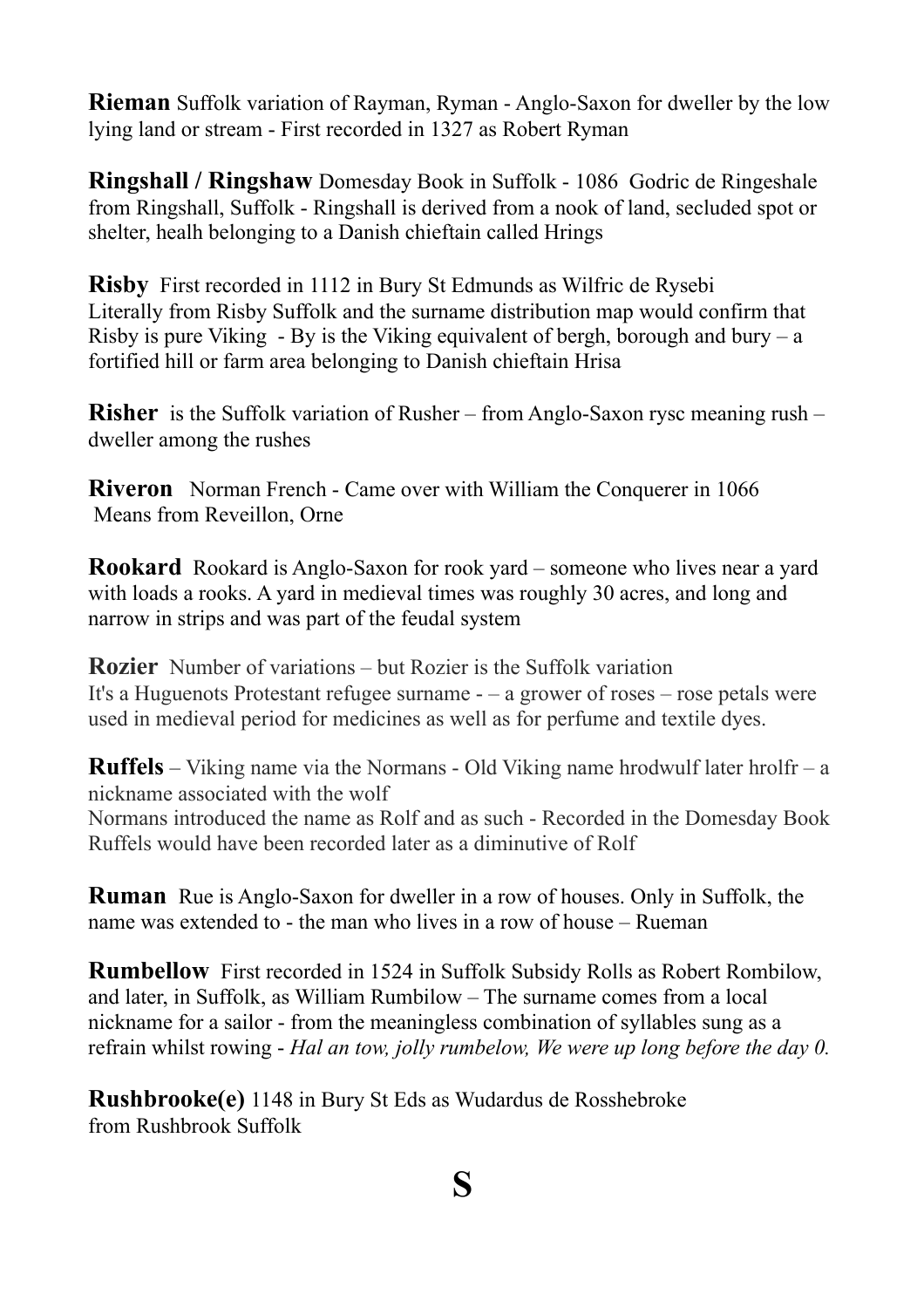**Rieman** Suffolk variation of Rayman, Ryman - Anglo-Saxon for dweller by the low lying land or stream - First recorded in 1327 as Robert Ryman

**Ringshall / Ringshaw** Domesday Book in Suffolk - 1086 Godric de Ringeshale from Ringshall, Suffolk - Ringshall is derived from a nook of land, secluded spot or shelter, healh belonging to a Danish chieftain called Hrings

**Risby** First recorded in 1112 in Bury St Edmunds as Wilfric de Rysebi
Literally from Risby Suffolk and the surname distribution map would confirm that Risby is pure Viking - By is the Viking equivalent of bergh, borough and bury – a fortified hill or farm area belonging to Danish chieftain Hrisa

**Risher** is the Suffolk variation of Rusher – from Anglo-Saxon rysc meaning rush – dweller among the rushes

**Riveron** Norman French - Came over with William the Conquerer in 1066
Means from Reveillon, Orne

**Rookard** Rookard is Anglo-Saxon for rook yard – someone who lives near a yard with loads a rooks. A yard in medieval times was roughly 30 acres, and long and narrow in strips and was part of the feudal system

**Rozier** Number of variations – but Rozier is the Suffolk variation
It's a Huguenots Protestant refugee surname - – a grower of roses – rose petals were used in medieval period for medicines as well as for perfume and textile dyes.

**Ruffels** – Viking name via the Normans - Old Viking name hrodwulf later hrolfr – a nickname associated with the wolf
Normans introduced the name as Rolf and as such - Recorded in the Domesday Book Ruffels would have been recorded later as a diminutive of Rolf

**Ruman** Rue is Anglo-Saxon for dweller in a row of houses. Only in Suffolk, the name was extended to - the man who lives in a row of house – Rueman

**Rumbellow** First recorded in 1524 in Suffolk Subsidy Rolls as Robert Rombilow, and later, in Suffolk, as William Rumbilow – The surname comes from a local nickname for a sailor - from the meaningless combination of syllables sung as a refrain whilst rowing - *Hal an tow, jolly rumbelow, We were up long before the day 0.*

**Rushbrooke(e)** 1148 in Bury St Eds as Wudardus de Rosshebroke
from Rushbrook Suffolk

# S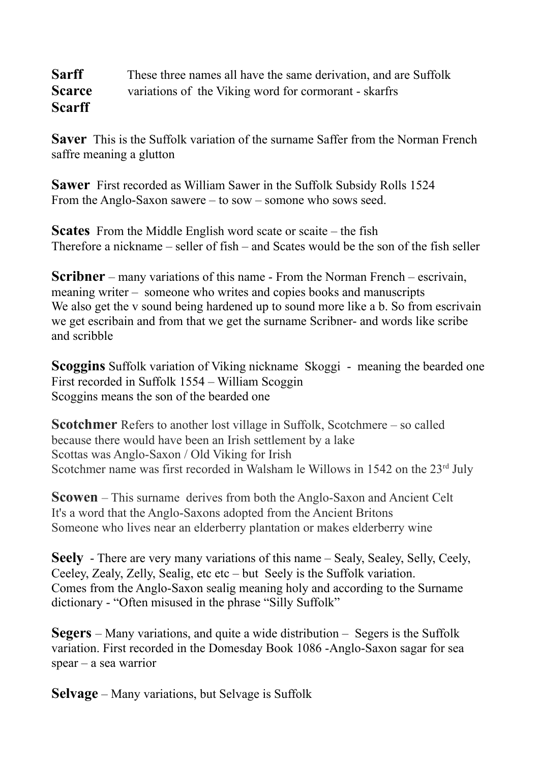**Sarff**
**Scarce**
**Scarff**

These three names all have the same derivation, and are Suffolk variations of the Viking word for cormorant - skarfrs

**Saver** This is the Suffolk variation of the surname Saffer from the Norman French saffre meaning a glutton

**Sawer** First recorded as William Sawer in the Suffolk Subsidy Rolls 1524
From the Anglo-Saxon sawere – to sow – somone who sows seed.

**Scates** From the Middle English word scate or scaite – the fish
Therefore a nickname – seller of fish – and Scates would be the son of the fish seller

**Scribner** – many variations of this name - From the Norman French – escrivain, meaning writer – someone who writes and copies books and manuscripts
We also get the v sound being hardened up to sound more like a b. So from escrivain we get escribain and from that we get the surname Scribner- and words like scribe and scribble

**Scoggins** Suffolk variation of Viking nickname Skoggi - meaning the bearded one
First recorded in Suffolk 1554 – William Scoggin
Scoggins means the son of the bearded one

**Scotchmer** Refers to another lost village in Suffolk, Scotchmere – so called because there would have been an Irish settlement by a lake
Scottas was Anglo-Saxon / Old Viking for Irish
Scotchmer name was first recorded in Walsham le Willows in 1542 on the 23rd July

**Scowen** – This surname derives from both the Anglo-Saxon and Ancient Celt
It's a word that the Anglo-Saxons adopted from the Ancient Britons
Someone who lives near an elderberry plantation or makes elderberry wine

**Seely** - There are very many variations of this name – Sealy, Sealey, Selly, Ceely, Ceeley, Zealy, Zelly, Sealig, etc etc – but Seely is the Suffolk variation.
Comes from the Anglo-Saxon sealig meaning holy and according to the Surname dictionary - "Often misused in the phrase "Silly Suffolk"

**Segers** – Many variations, and quite a wide distribution – Segers is the Suffolk variation. First recorded in the Domesday Book 1086 -Anglo-Saxon sagar for sea spear – a sea warrior

**Selvage** – Many variations, but Selvage is Suffolk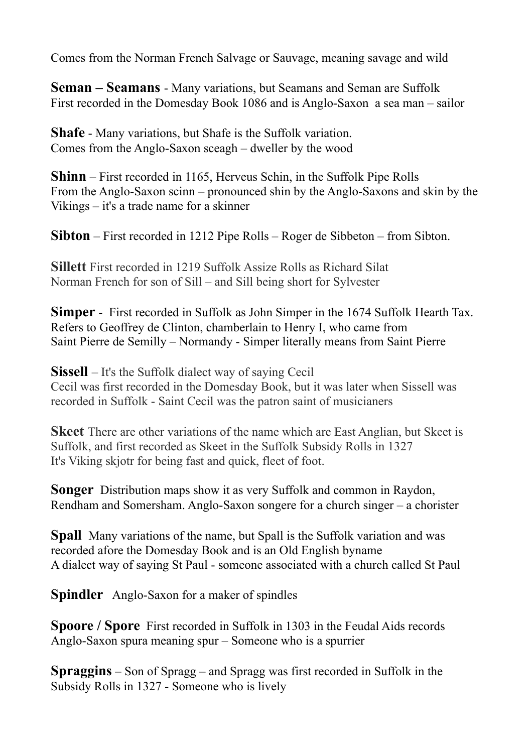Comes from the Norman French Salvage or Sauvage, meaning savage and wild

**Seman – Seamans** - Many variations, but Seamans and Seman are Suffolk
First recorded in the Domesday Book 1086 and is Anglo-Saxon a sea man – sailor

**Shafe** - Many variations, but Shafe is the Suffolk variation.
Comes from the Anglo-Saxon sceagh – dweller by the wood

**Shinn** – First recorded in 1165, Herveus Schin, in the Suffolk Pipe Rolls
From the Anglo-Saxon scinn – pronounced shin by the Anglo-Saxons and skin by the Vikings – it's a trade name for a skinner

**Sibton** – First recorded in 1212 Pipe Rolls – Roger de Sibbeton – from Sibton.

**Sillett** First recorded in 1219 Suffolk Assize Rolls as Richard Silat
Norman French for son of Sill – and Sill being short for Sylvester

**Simper** - First recorded in Suffolk as John Simper in the 1674 Suffolk Hearth Tax.
Refers to Geoffrey de Clinton, chamberlain to Henry I, who came from
Saint Pierre de Semilly – Normandy - Simper literally means from Saint Pierre

**Sissell** – It's the Suffolk dialect way of saying Cecil
Cecil was first recorded in the Domesday Book, but it was later when Sissell was recorded in Suffolk - Saint Cecil was the patron saint of musicianers

**Skeet** There are other variations of the name which are East Anglian, but Skeet is Suffolk, and first recorded as Skeet in the Suffolk Subsidy Rolls in 1327
It's Viking skjotr for being fast and quick, fleet of foot.

**Songer** Distribution maps show it as very Suffolk and common in Raydon, Rendham and Somersham. Anglo-Saxon songere for a church singer – a chorister

**Spall** Many variations of the name, but Spall is the Suffolk variation and was recorded afore the Domesday Book and is an Old English byname
A dialect way of saying St Paul - someone associated with a church called St Paul

**Spindler** Anglo-Saxon for a maker of spindles

**Spoore / Spore** First recorded in Suffolk in 1303 in the Feudal Aids records
Anglo-Saxon spura meaning spur – Someone who is a spurrier

**Spraggins** – Son of Spragg – and Spragg was first recorded in Suffolk in the Subsidy Rolls in 1327 - Someone who is lively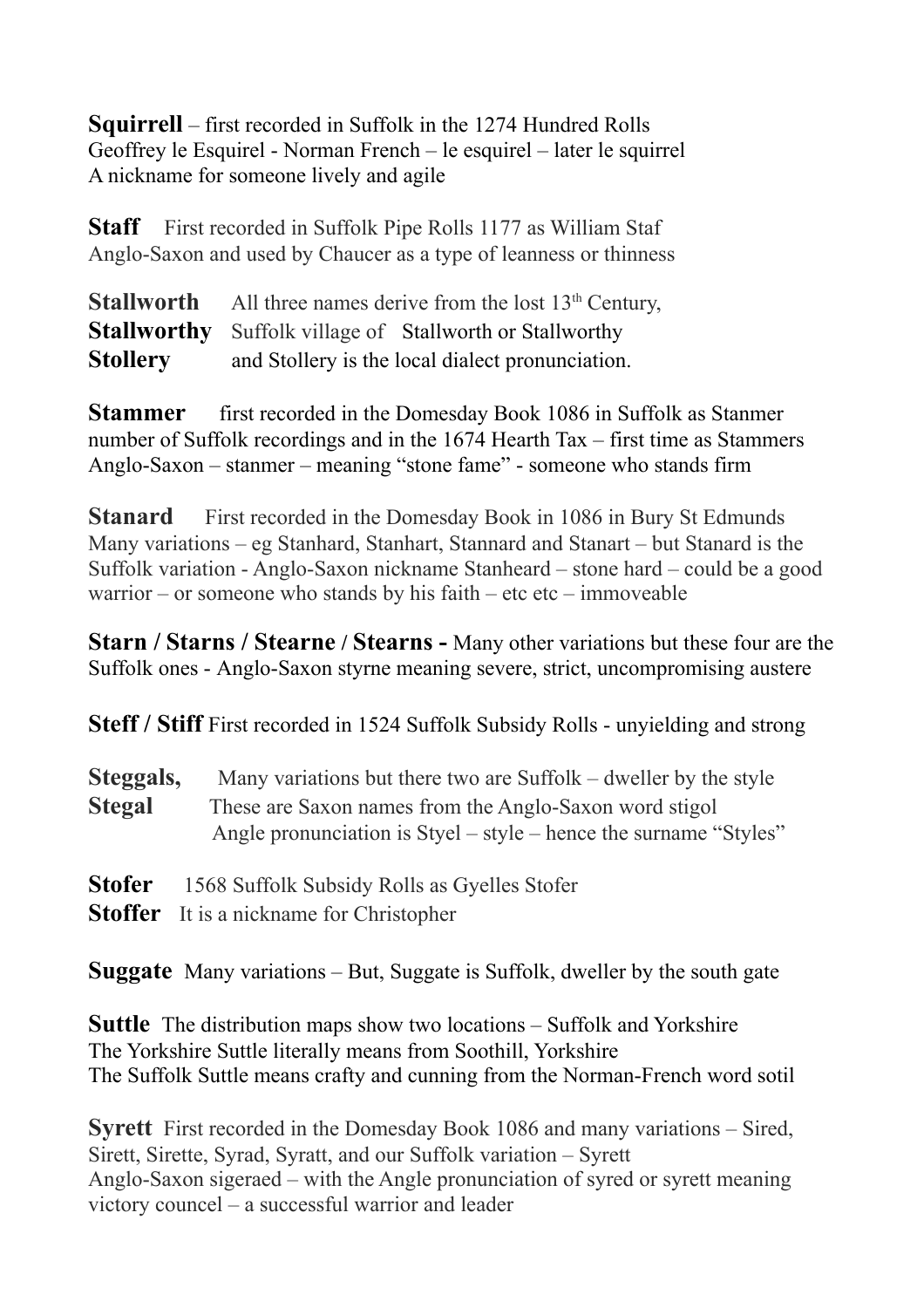**Squirrell** – first recorded in Suffolk in the 1274 Hundred Rolls
Geoffrey le Esquirel - Norman French – le esquirel – later le squirrel
A nickname for someone lively and agile

**Staff** First recorded in Suffolk Pipe Rolls 1177 as William Staf
Anglo-Saxon and used by Chaucer as a type of leanness or thinness

**Stallworth** All three names derive from the lost 13th Century,
**Stallworthy** Suffolk village of Stallworth or Stallworthy
**Stollery** and Stollery is the local dialect pronunciation.

**Stammer** first recorded in the Domesday Book 1086 in Suffolk as Stanmer
number of Suffolk recordings and in the 1674 Hearth Tax – first time as Stammers
Anglo-Saxon – stanmer – meaning "stone fame" - someone who stands firm

**Stanard** First recorded in the Domesday Book in 1086 in Bury St Edmunds
Many variations – eg Stanhard, Stanhart, Stannard and Stanart – but Stanard is the Suffolk variation - Anglo-Saxon nickname Stanheard – stone hard – could be a good warrior – or someone who stands by his faith – etc etc – immoveable

**Starn / Starns / Stearne / Stearns -** Many other variations but these four are the Suffolk ones - Anglo-Saxon styrne meaning severe, strict, uncompromising austere

**Steff / Stiff** First recorded in 1524 Suffolk Subsidy Rolls - unyielding and strong

**Steggals,** Many variations but there two are Suffolk – dweller by the style
**Stegal** These are Saxon names from the Anglo-Saxon word stigol
Angle pronunciation is Styel – style – hence the surname "Styles"

**Stofer** 1568 Suffolk Subsidy Rolls as Gyelles Stofer
**Stoffer** It is a nickname for Christopher

**Suggate** Many variations – But, Suggate is Suffolk, dweller by the south gate

**Suttle** The distribution maps show two locations – Suffolk and Yorkshire
The Yorkshire Suttle literally means from Soothill, Yorkshire
The Suffolk Suttle means crafty and cunning from the Norman-French word sotil

**Syrett** First recorded in the Domesday Book 1086 and many variations – Sired, Sirett, Sirette, Syrad, Syratt, and our Suffolk variation – Syrett
Anglo-Saxon sigeraed – with the Angle pronunciation of syred or syrett meaning victory councel – a successful warrior and leader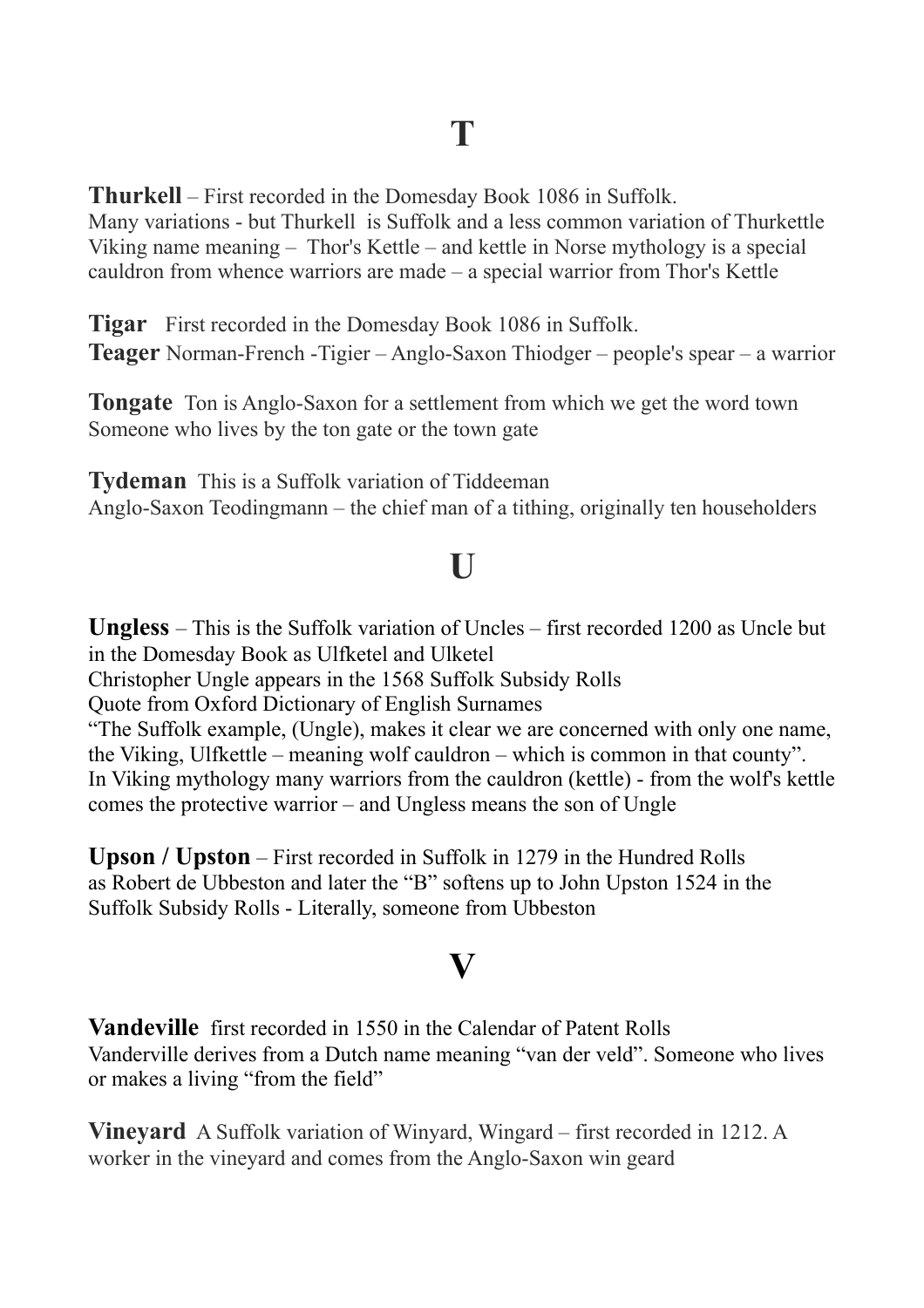# T

**Thurkell** – First recorded in the Domesday Book 1086 in Suffolk.
Many variations - but Thurkell is Suffolk and a less common variation of Thurkettle Viking name meaning – Thor's Kettle – and kettle in Norse mythology is a special cauldron from whence warriors are made – a special warrior from Thor's Kettle

**Tigar** First recorded in the Domesday Book 1086 in Suffolk.
**Teager** Norman-French -Tigier – Anglo-Saxon Thiodger – people's spear – a warrior

**Tongate** Ton is Anglo-Saxon for a settlement from which we get the word town
Someone who lives by the ton gate or the town gate

**Tydeman** This is a Suffolk variation of Tiddeeman
Anglo-Saxon Teodingmann – the chief man of a tithing, originally ten householders

# U

**Ungless** – This is the Suffolk variation of Uncles – first recorded 1200 as Uncle but in the Domesday Book as Ulfketel and Ulketel
Christopher Ungle appears in the 1568 Suffolk Subsidy Rolls
Quote from Oxford Dictionary of English Surnames
"The Suffolk example, (Ungle), makes it clear we are concerned with only one name, the Viking, Ulfkettle – meaning wolf cauldron – which is common in that county".
In Viking mythology many warriors from the cauldron (kettle) - from the wolf's kettle comes the protective warrior – and Ungless means the son of Ungle

**Upson / Upston** – First recorded in Suffolk in 1279 in the Hundred Rolls as Robert de Ubbeston and later the "B" softens up to John Upston 1524 in the Suffolk Subsidy Rolls - Literally, someone from Ubbeston

# V

**Vandeville** first recorded in 1550 in the Calendar of Patent Rolls
Vanderville derives from a Dutch name meaning "van der veld". Someone who lives or makes a living "from the field"

**Vineyard** A Suffolk variation of Winyard, Wingard – first recorded in 1212. A worker in the vineyard and comes from the Anglo-Saxon win geard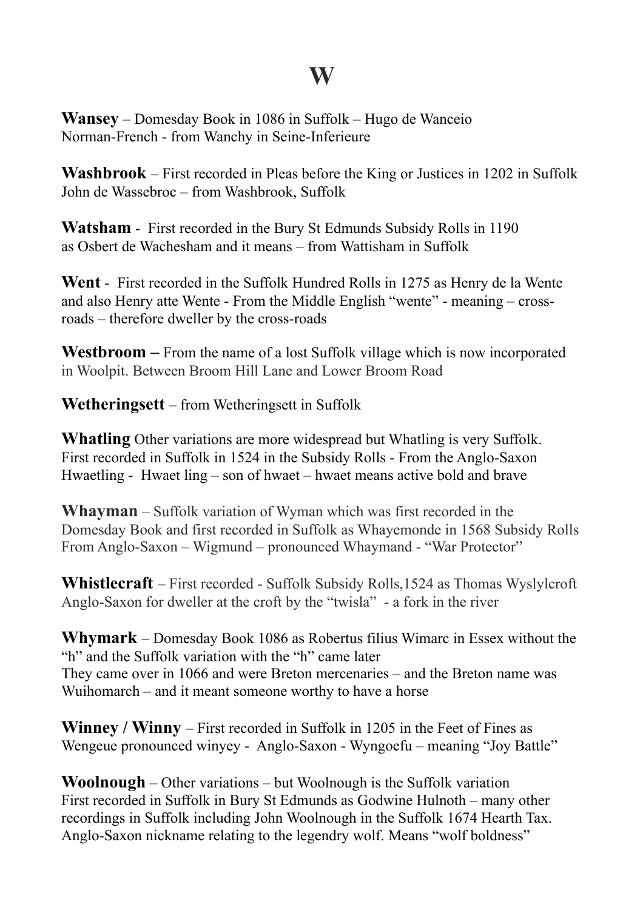# W

**Wansey** – Domesday Book in 1086 in Suffolk – Hugo de Wanceio
Norman-French - from Wanchy in Seine-Inferieure

**Washbrook** – First recorded in Pleas before the King or Justices in 1202 in Suffolk
John de Wassebroc – from Washbrook, Suffolk

**Watsham** - First recorded in the Bury St Edmunds Subsidy Rolls in 1190
as Osbert de Wachesham and it means – from Wattisham in Suffolk

**Went** - First recorded in the Suffolk Hundred Rolls in 1275 as Henry de la Wente
and also Henry atte Wente - From the Middle English "wente" - meaning – cross-roads – therefore dweller by the cross-roads

**Westbroom –** From the name of a lost Suffolk village which is now incorporated
in Woolpit. Between Broom Hill Lane and Lower Broom Road

**Wetheringsett** – from Wetheringsett in Suffolk

**Whatling** Other variations are more widespread but Whatling is very Suffolk.
First recorded in Suffolk in 1524 in the Subsidy Rolls - From the Anglo-Saxon
Hwaetling - Hwaet ling – son of hwaet – hwaet means active bold and brave

**Whayman** – Suffolk variation of Wyman which was first recorded in the
Domesday Book and first recorded in Suffolk as Whayemonde in 1568 Subsidy Rolls
From Anglo-Saxon – Wigmund – pronounced Whaymand - "War Protector"

**Whistlecraft** – First recorded - Suffolk Subsidy Rolls,1524 as Thomas Wyslylcroft
Anglo-Saxon for dweller at the croft by the "twisla" - a fork in the river

**Whymark** – Domesday Book 1086 as Robertus filius Wimarc in Essex without the
"h" and the Suffolk variation with the "h" came later
They came over in 1066 and were Breton mercenaries – and the Breton name was
Wuihomarch – and it meant someone worthy to have a horse

**Winney / Winny** – First recorded in Suffolk in 1205 in the Feet of Fines as
Wengeue pronounced winyey - Anglo-Saxon - Wyngoefu – meaning "Joy Battle"

**Woolnough** – Other variations – but Woolnough is the Suffolk variation
First recorded in Suffolk in Bury St Edmunds as Godwine Hulnoth – many other
recordings in Suffolk including John Woolnough in the Suffolk 1674 Hearth Tax.
Anglo-Saxon nickname relating to the legendry wolf. Means "wolf boldness"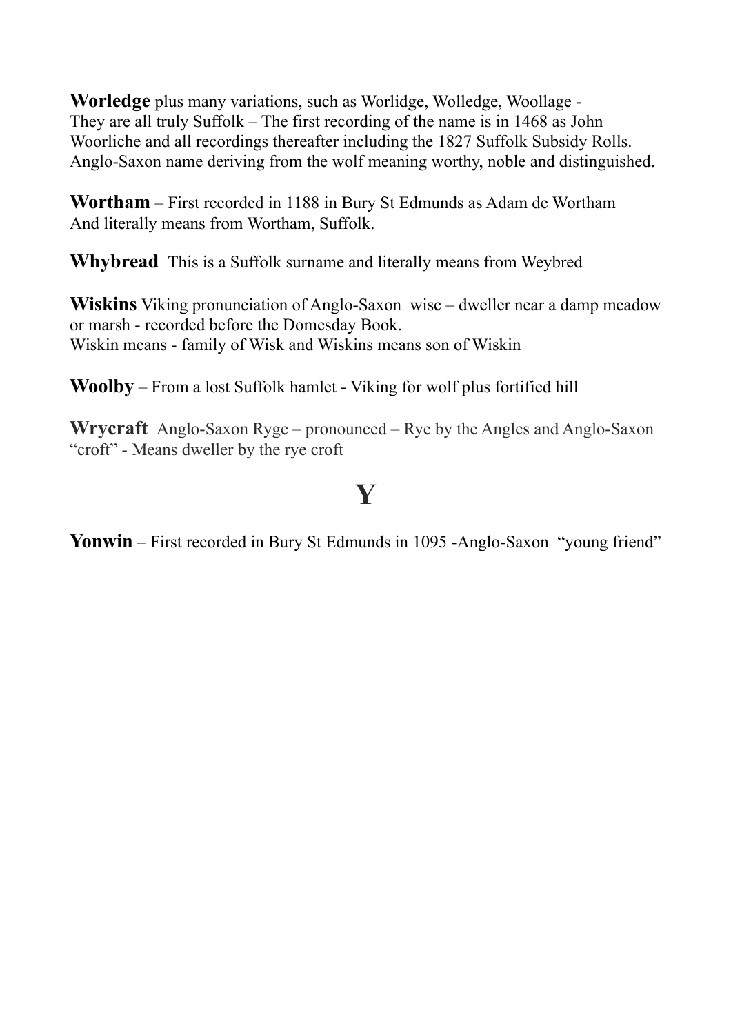**Worledge** plus many variations, such as Worlidge, Wolledge, Woollage -
They are all truly Suffolk – The first recording of the name is in 1468 as John Woorliche and all recordings thereafter including the 1827 Suffolk Subsidy Rolls.
Anglo-Saxon name deriving from the wolf meaning worthy, noble and distinguished.

**Wortham** – First recorded in 1188 in Bury St Edmunds as Adam de Wortham
And literally means from Wortham, Suffolk.

**Whybread** This is a Suffolk surname and literally means from Weybred

**Wiskins** Viking pronunciation of Anglo-Saxon wisc – dweller near a damp meadow or marsh - recorded before the Domesday Book.
Wiskin means - family of Wisk and Wiskins means son of Wiskin

**Woolby** – From a lost Suffolk hamlet - Viking for wolf plus fortified hill

**Wrycraft** Anglo-Saxon Ryge – pronounced – Rye by the Angles and Anglo-Saxon "croft" - Means dweller by the rye croft

# Y

**Yonwin** – First recorded in Bury St Edmunds in 1095 -Anglo-Saxon "young friend"